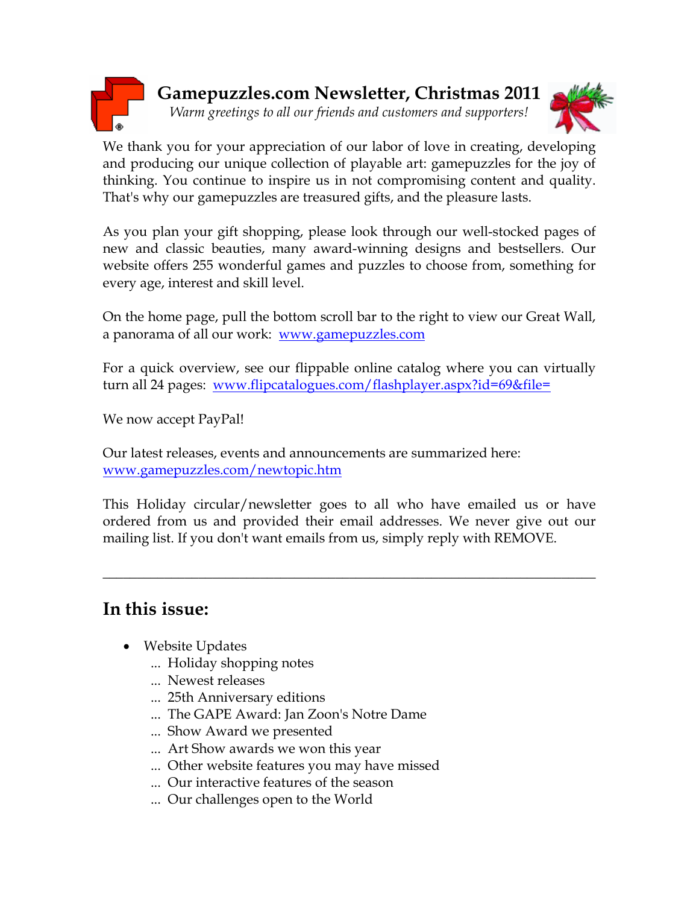# Gamepuzzles.com Newsletter, Christmas 2011

*Warm greetings to all our friends and customers and supporters!*

We thank you for your appreciation of our labor of love in creating, developing and producing our unique collection of playable art: gamepuzzles for the joy of thinking. You continue to inspire us in not compromising content and quality. That's why our gamepuzzles are treasured gifts, and the pleasure lasts.

As you plan your gift shopping, please look through our well-stocked pages of new and classic beauties, many award-winning designs and bestsellers. Our website offers 255 wonderful games and puzzles to choose from, something for every age, interest and skill level.

On the home page, pull the bottom scroll bar to the right to view our Great Wall, a panorama of all our work: [www.gamepuzzles.com](http://www.gamepuzzles.com)

For a quick overview, see our flippable online catalog where you can virtually turn all 24 pages: [www.flipcatalogues.com/flashplayer.aspx?id=69&file=](http://www.flipcatalogues.com/flashplayer.aspx?id=69&file=)

We now accept PayPal!

Our latest releases, events and announcements are summarized here:
[www.gamepuzzles.com/newtopic.htm](http://www.gamepuzzles.com/newtopic.htm)

This Holiday circular/newsletter goes to all who have emailed us or have ordered from us and provided their email addresses. We never give out our mailing list. If you don't want emails from us, simply reply with REMOVE.

---

## In this issue:

- Website Updates
  - ... Holiday shopping notes
  - ... Newest releases
  - ... 25th Anniversary editions
  - ... The GAPE Award: Jan Zoon's Notre Dame
  - ... Show Award we presented
  - ... Art Show awards we won this year
  - ... Other website features you may have missed
  - ... Our interactive features of the season
  - ... Our challenges open to the World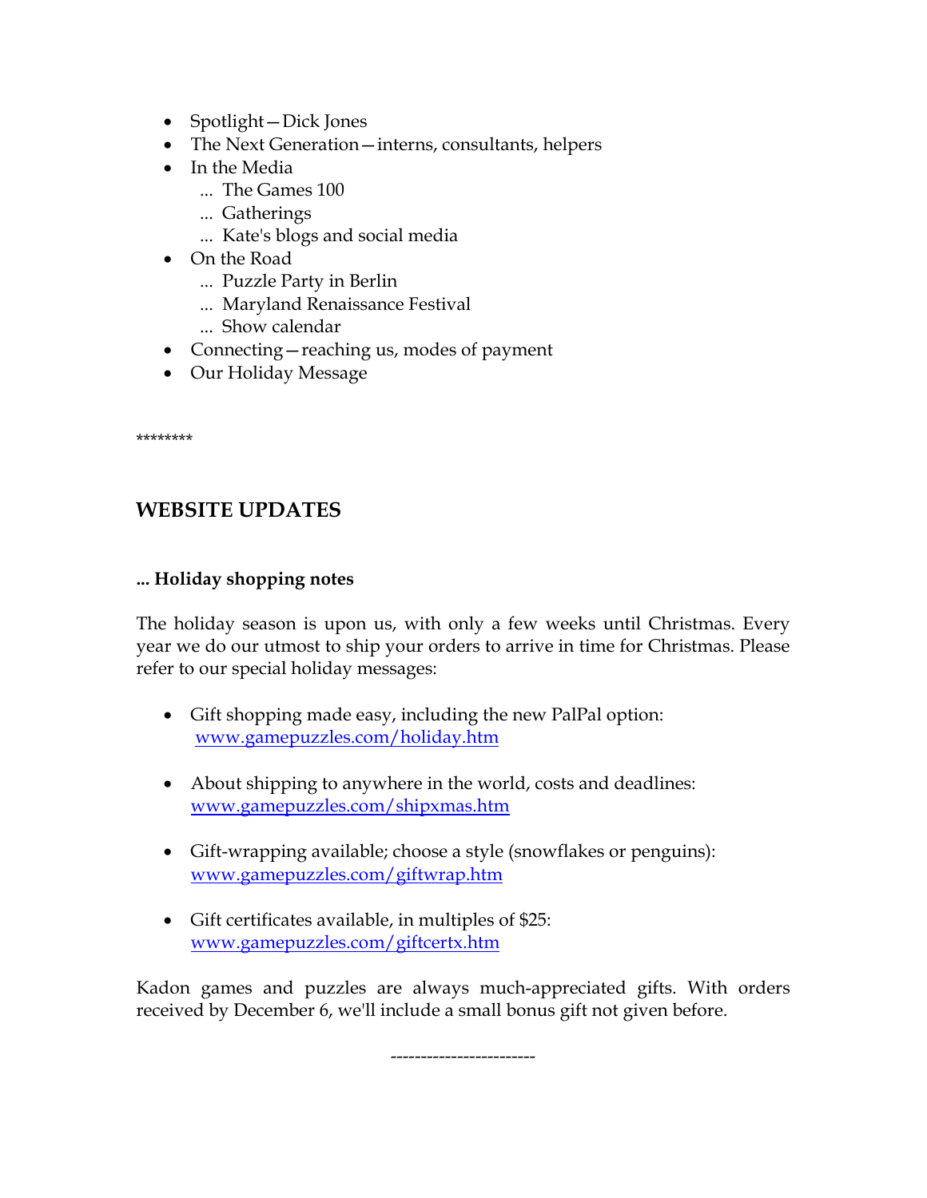- Spotlight—Dick Jones
- The Next Generation—interns, consultants, helpers
- In the Media
  - ... The Games 100
  - ... Gatherings
  - ... Kate's blogs and social media
- On the Road
  - ... Puzzle Party in Berlin
  - ... Maryland Renaissance Festival
  - ... Show calendar
- Connecting—reaching us, modes of payment
- Our Holiday Message

********

## WEBSITE UPDATES

**... Holiday shopping notes**

The holiday season is upon us, with only a few weeks until Christmas. Every year we do our utmost to ship your orders to arrive in time for Christmas. Please refer to our special holiday messages:

- Gift shopping made easy, including the new PalPal option: [www.gamepuzzles.com/holiday.htm](www.gamepuzzles.com/holiday.htm)

- About shipping to anywhere in the world, costs and deadlines: [www.gamepuzzles.com/shipxmas.htm](www.gamepuzzles.com/shipxmas.htm)

- Gift-wrapping available; choose a style (snowflakes or penguins): [www.gamepuzzles.com/giftwrap.htm](www.gamepuzzles.com/giftwrap.htm)

- Gift certificates available, in multiples of $25: [www.gamepuzzles.com/giftcertx.htm](www.gamepuzzles.com/giftcertx.htm)

Kadon games and puzzles are always much-appreciated gifts. With orders received by December 6, we'll include a small bonus gift not given before.

------------------------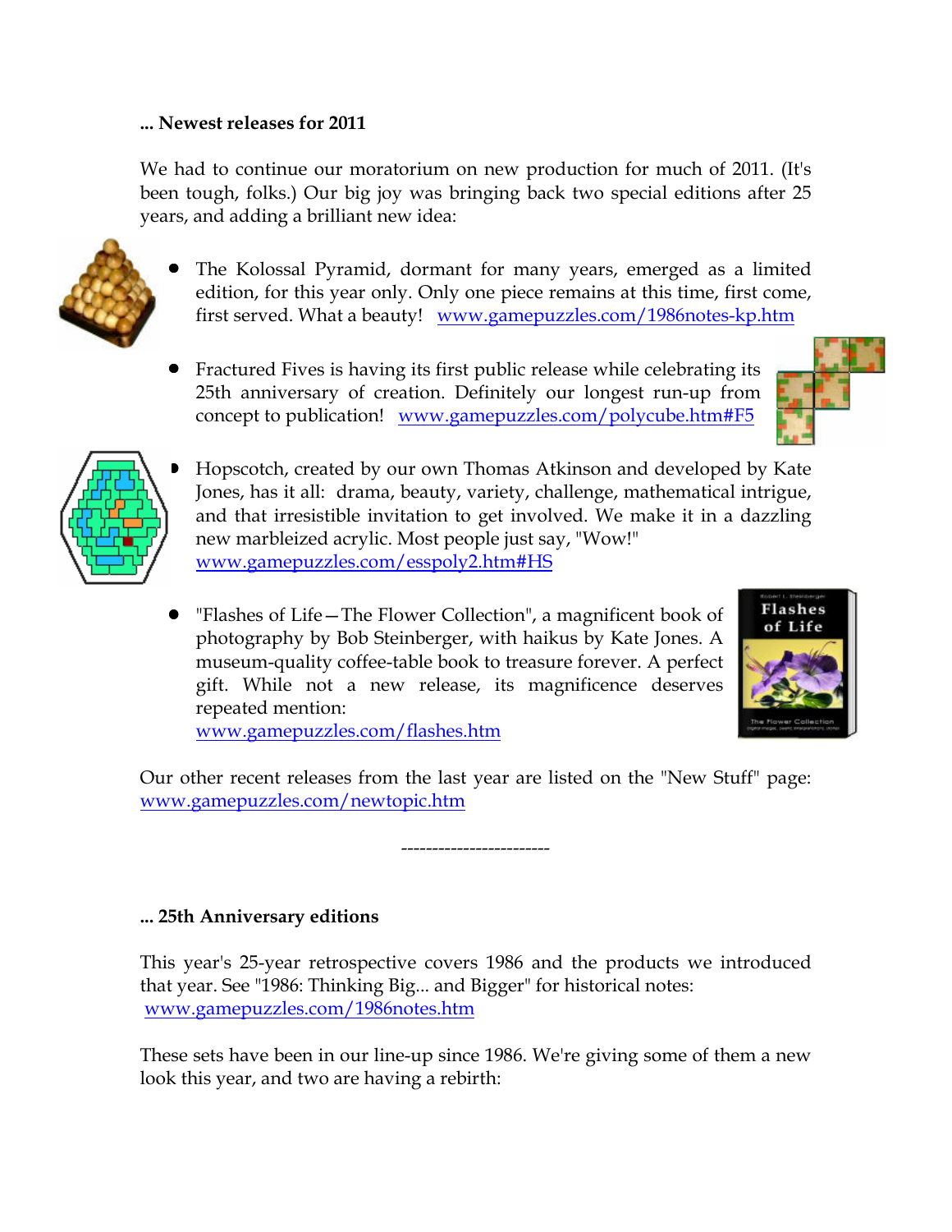**... Newest releases for 2011**

We had to continue our moratorium on new production for much of 2011. (It's been tough, folks.) Our big joy was bringing back two special editions after 25 years, and adding a brilliant new idea:

- The Kolossal Pyramid, dormant for many years, emerged as a limited edition, for this year only. Only one piece remains at this time, first come, first served. What a beauty! www.gamepuzzles.com/1986notes-kp.htm
- Fractured Fives is having its first public release while celebrating its 25th anniversary of creation. Definitely our longest run-up from concept to publication! www.gamepuzzles.com/polycube.htm#F5
- Hopscotch, created by our own Thomas Atkinson and developed by Kate Jones, has it all: drama, beauty, variety, challenge, mathematical intrigue, and that irresistible invitation to get involved. We make it in a dazzling new marbleized acrylic. Most people just say, "Wow!" www.gamepuzzles.com/esspoly2.htm#HS
- "Flashes of Life—The Flower Collection", a magnificent book of photography by Bob Steinberger, with haikus by Kate Jones. A museum-quality coffee-table book to treasure forever. A perfect gift. While not a new release, its magnificence deserves repeated mention: www.gamepuzzles.com/flashes.htm

Our other recent releases from the last year are listed on the "New Stuff" page: www.gamepuzzles.com/newtopic.htm

-----------------------

**... 25th Anniversary editions**

This year's 25-year retrospective covers 1986 and the products we introduced that year. See "1986: Thinking Big... and Bigger" for historical notes: www.gamepuzzles.com/1986notes.htm

These sets have been in our line-up since 1986. We're giving some of them a new look this year, and two are having a rebirth: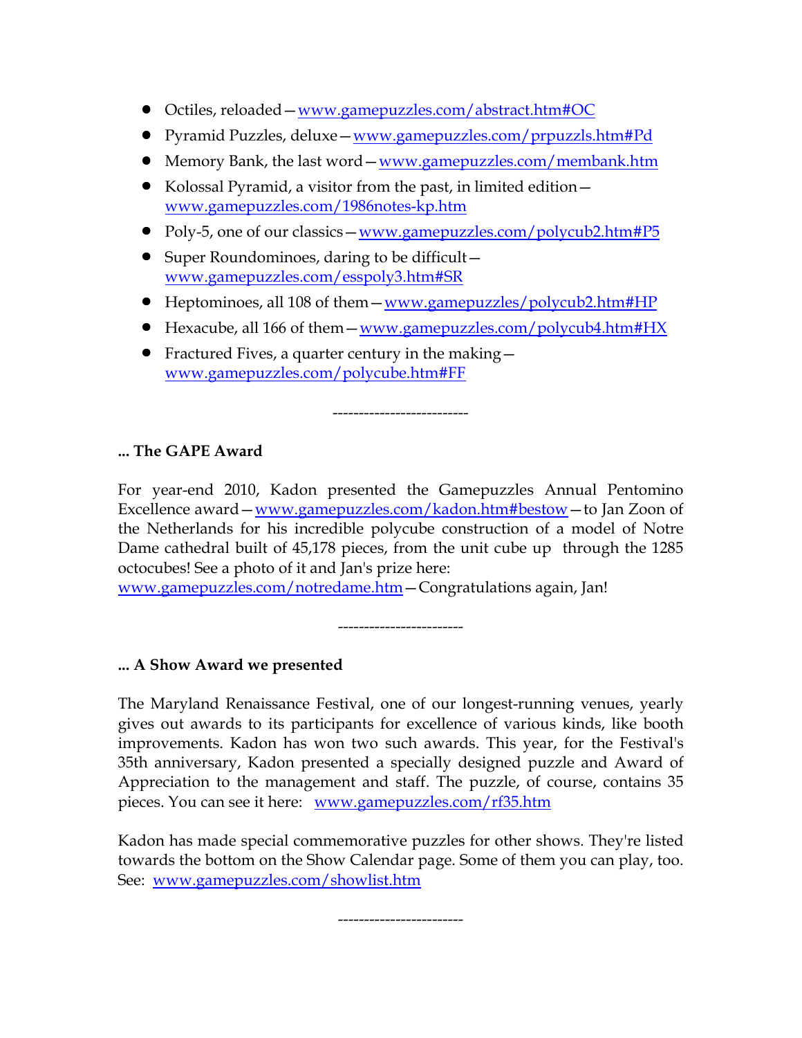- Octiles, reloaded—www.gamepuzzles.com/abstract.htm#OC
- Pyramid Puzzles, deluxe—www.gamepuzzles.com/prpuzzls.htm#Pd
- Memory Bank, the last word—www.gamepuzzles.com/membank.htm
- Kolossal Pyramid, a visitor from the past, in limited edition—www.gamepuzzles.com/1986notes-kp.htm
- Poly-5, one of our classics—www.gamepuzzles.com/polycub2.htm#P5
- Super Roundominoes, daring to be difficult—www.gamepuzzles.com/esspoly3.htm#SR
- Heptominoes, all 108 of them—www.gamepuzzles/polycub2.htm#HP
- Hexacube, all 166 of them—www.gamepuzzles.com/polycub4.htm#HX
- Fractured Fives, a quarter century in the making—www.gamepuzzles.com/polycube.htm#FF

--------------------------

**... The GAPE Award**

For year-end 2010, Kadon presented the Gamepuzzles Annual Pentomino Excellence award—www.gamepuzzles.com/kadon.htm#bestow—to Jan Zoon of the Netherlands for his incredible polycube construction of a model of Notre Dame cathedral built of 45,178 pieces, from the unit cube up through the 1285 octocubes! See a photo of it and Jan's prize here: www.gamepuzzles.com/notredame.htm—Congratulations again, Jan!

------------------------

**... A Show Award we presented**

The Maryland Renaissance Festival, one of our longest-running venues, yearly gives out awards to its participants for excellence of various kinds, like booth improvements. Kadon has won two such awards. This year, for the Festival's 35th anniversary, Kadon presented a specially designed puzzle and Award of Appreciation to the management and staff. The puzzle, of course, contains 35 pieces. You can see it here: www.gamepuzzles.com/rf35.htm

Kadon has made special commemorative puzzles for other shows. They're listed towards the bottom on the Show Calendar page. Some of them you can play, too. See: www.gamepuzzles.com/showlist.htm

------------------------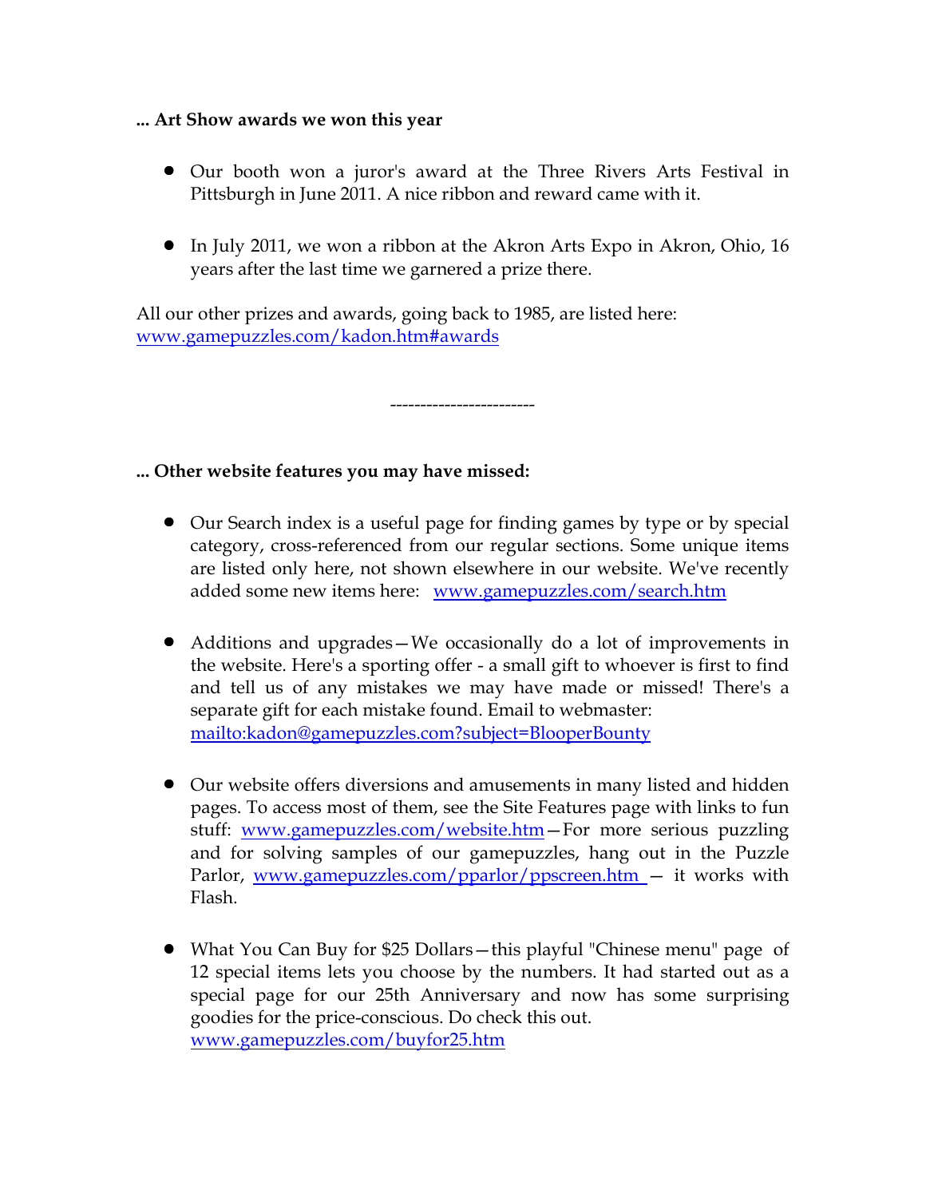**... Art Show awards we won this year**

- Our booth won a juror's award at the Three Rivers Arts Festival in Pittsburgh in June 2011. A nice ribbon and reward came with it.

- In July 2011, we won a ribbon at the Akron Arts Expo in Akron, Ohio, 16 years after the last time we garnered a prize there.

All our other prizes and awards, going back to 1985, are listed here: [www.gamepuzzles.com/kadon.htm#awards](http://www.gamepuzzles.com/kadon.htm#awards)

------------------------

**... Other website features you may have missed:**

- Our Search index is a useful page for finding games by type or by special category, cross-referenced from our regular sections. Some unique items are listed only here, not shown elsewhere in our website. We've recently added some new items here: [www.gamepuzzles.com/search.htm](http://www.gamepuzzles.com/search.htm)

- Additions and upgrades—We occasionally do a lot of improvements in the website. Here's a sporting offer - a small gift to whoever is first to find and tell us of any mistakes we may have made or missed! There's a separate gift for each mistake found. Email to webmaster: [mailto:kadon@gamepuzzles.com?subject=BlooperBounty](mailto:kadon@gamepuzzles.com?subject=BlooperBounty)

- Our website offers diversions and amusements in many listed and hidden pages. To access most of them, see the Site Features page with links to fun stuff: [www.gamepuzzles.com/website.htm](http://www.gamepuzzles.com/website.htm)—For more serious puzzling and for solving samples of our gamepuzzles, hang out in the Puzzle Parlor, [www.gamepuzzles.com/pparlor/ppscreen.htm](http://www.gamepuzzles.com/pparlor/ppscreen.htm) — it works with Flash.

- What You Can Buy for $25 Dollars—this playful "Chinese menu" page of 12 special items lets you choose by the numbers. It had started out as a special page for our 25th Anniversary and now has some surprising goodies for the price-conscious. Do check this out. [www.gamepuzzles.com/buyfor25.htm](http://www.gamepuzzles.com/buyfor25.htm)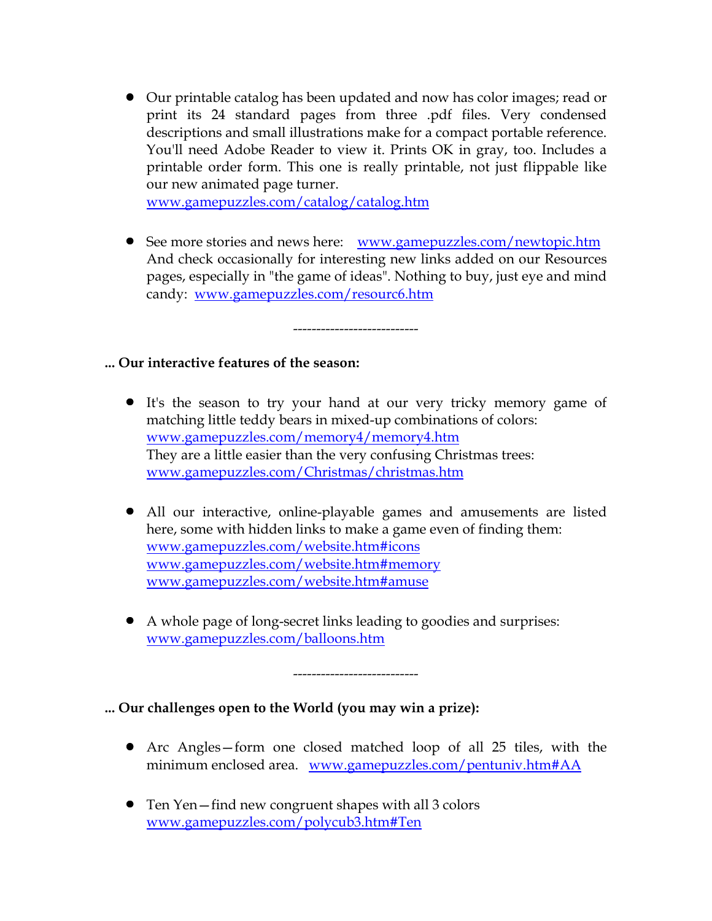- Our printable catalog has been updated and now has color images; read or print its 24 standard pages from three .pdf files. Very condensed descriptions and small illustrations make for a compact portable reference. You'll need Adobe Reader to view it. Prints OK in gray, too. Includes a printable order form. This one is really printable, not just flippable like our new animated page turner.
  www.gamepuzzles.com/catalog/catalog.htm

- See more stories and news here: www.gamepuzzles.com/newtopic.htm
  And check occasionally for interesting new links added on our Resources pages, especially in "the game of ideas". Nothing to buy, just eye and mind candy: www.gamepuzzles.com/resourc6.htm

---------------------------

**... Our interactive features of the season:**

- It's the season to try your hand at our very tricky memory game of matching little teddy bears in mixed-up combinations of colors:
  www.gamepuzzles.com/memory4/memory4.htm
  They are a little easier than the very confusing Christmas trees:
  www.gamepuzzles.com/Christmas/christmas.htm

- All our interactive, online-playable games and amusements are listed here, some with hidden links to make a game even of finding them:
  www.gamepuzzles.com/website.htm#icons
  www.gamepuzzles.com/website.htm#memory
  www.gamepuzzles.com/website.htm#amuse

- A whole page of long-secret links leading to goodies and surprises:
  www.gamepuzzles.com/balloons.htm

---------------------------

**... Our challenges open to the World (you may win a prize):**

- Arc Angles—form one closed matched loop of all 25 tiles, with the minimum enclosed area. www.gamepuzzles.com/pentuniv.htm#AA

- Ten Yen—find new congruent shapes with all 3 colors
  www.gamepuzzles.com/polycub3.htm#Ten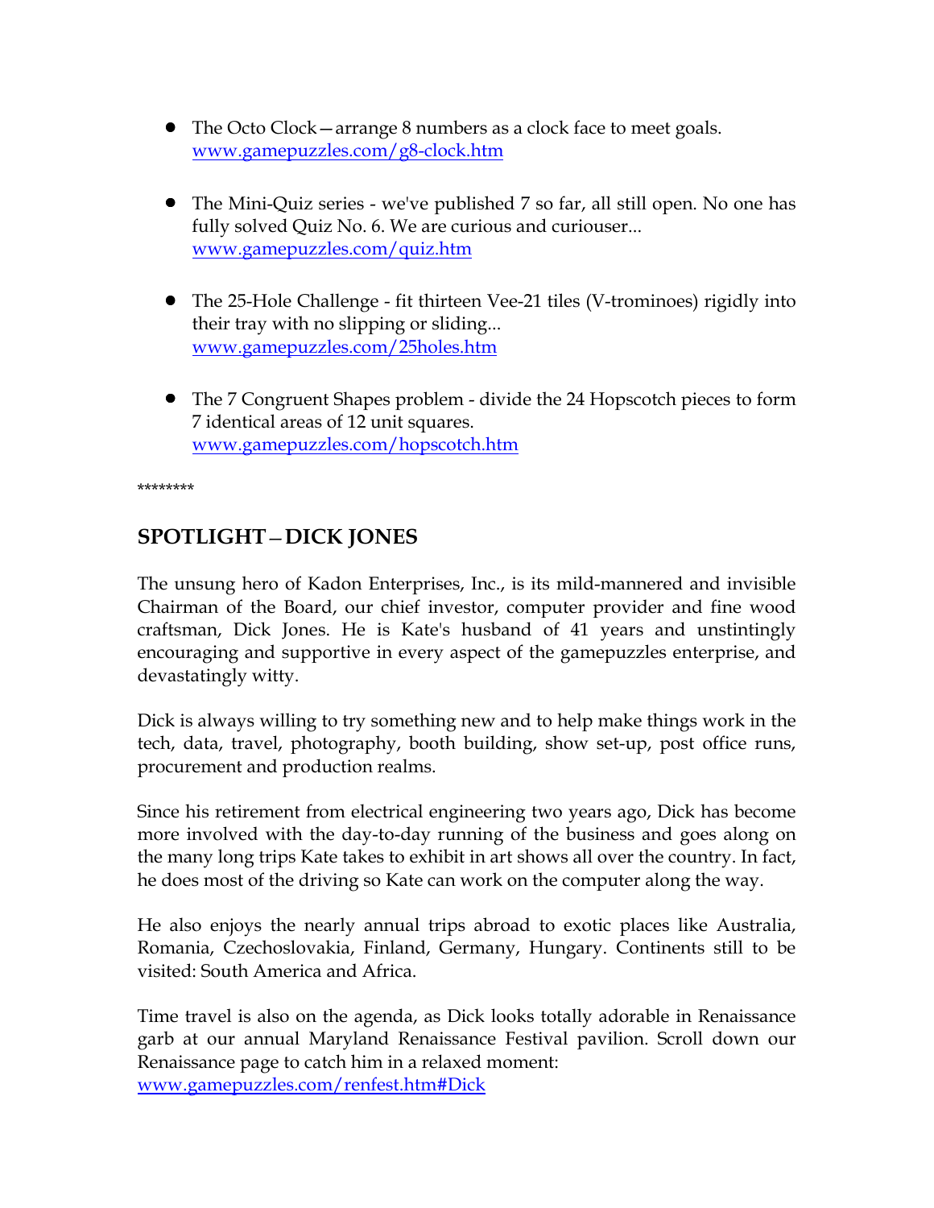- The Octo Clock—arrange 8 numbers as a clock face to meet goals. www.gamepuzzles.com/g8-clock.htm

- The Mini-Quiz series - we've published 7 so far, all still open. No one has fully solved Quiz No. 6. We are curious and curiouser... www.gamepuzzles.com/quiz.htm

- The 25-Hole Challenge - fit thirteen Vee-21 tiles (V-trominoes) rigidly into their tray with no slipping or sliding... www.gamepuzzles.com/25holes.htm

- The 7 Congruent Shapes problem - divide the 24 Hopscotch pieces to form 7 identical areas of 12 unit squares. www.gamepuzzles.com/hopscotch.htm

********

## SPOTLIGHT—DICK JONES

The unsung hero of Kadon Enterprises, Inc., is its mild-mannered and invisible Chairman of the Board, our chief investor, computer provider and fine wood craftsman, Dick Jones. He is Kate's husband of 41 years and unstintingly encouraging and supportive in every aspect of the gamepuzzles enterprise, and devastatingly witty.

Dick is always willing to try something new and to help make things work in the tech, data, travel, photography, booth building, show set-up, post office runs, procurement and production realms.

Since his retirement from electrical engineering two years ago, Dick has become more involved with the day-to-day running of the business and goes along on the many long trips Kate takes to exhibit in art shows all over the country. In fact, he does most of the driving so Kate can work on the computer along the way.

He also enjoys the nearly annual trips abroad to exotic places like Australia, Romania, Czechoslovakia, Finland, Germany, Hungary. Continents still to be visited: South America and Africa.

Time travel is also on the agenda, as Dick looks totally adorable in Renaissance garb at our annual Maryland Renaissance Festival pavilion. Scroll down our Renaissance page to catch him in a relaxed moment: www.gamepuzzles.com/renfest.htm#Dick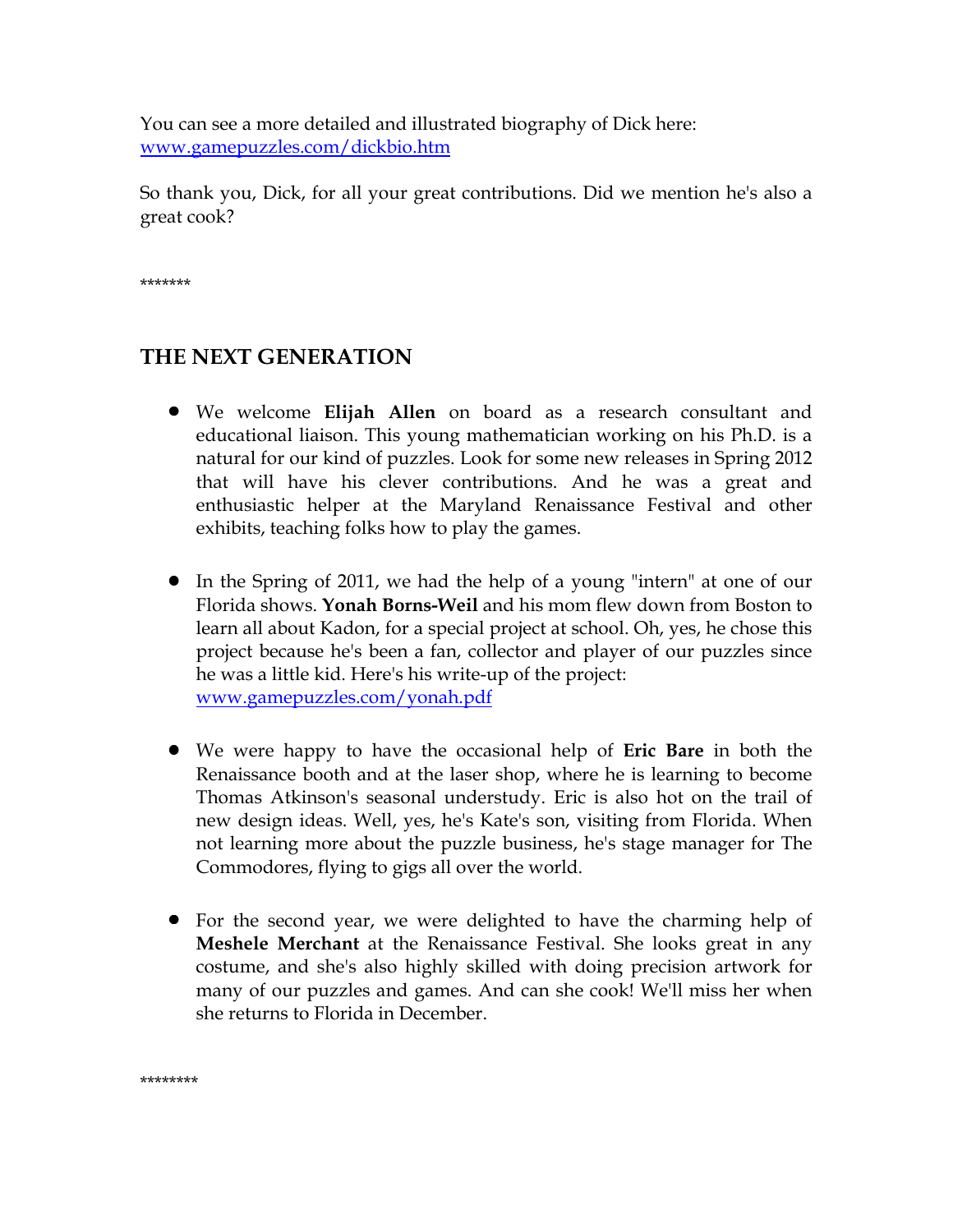You can see a more detailed and illustrated biography of Dick here: [www.gamepuzzles.com/dickbio.htm](www.gamepuzzles.com/dickbio.htm)

So thank you, Dick, for all your great contributions. Did we mention he's also a great cook?

*******

## THE NEXT GENERATION

- We welcome **Elijah Allen** on board as a research consultant and educational liaison. This young mathematician working on his Ph.D. is a natural for our kind of puzzles. Look for some new releases in Spring 2012 that will have his clever contributions. And he was a great and enthusiastic helper at the Maryland Renaissance Festival and other exhibits, teaching folks how to play the games.

- In the Spring of 2011, we had the help of a young "intern" at one of our Florida shows. **Yonah Borns-Weil** and his mom flew down from Boston to learn all about Kadon, for a special project at school. Oh, yes, he chose this project because he's been a fan, collector and player of our puzzles since he was a little kid. Here's his write-up of the project: [www.gamepuzzles.com/yonah.pdf](www.gamepuzzles.com/yonah.pdf)

- We were happy to have the occasional help of **Eric Bare** in both the Renaissance booth and at the laser shop, where he is learning to become Thomas Atkinson's seasonal understudy. Eric is also hot on the trail of new design ideas. Well, yes, he's Kate's son, visiting from Florida. When not learning more about the puzzle business, he's stage manager for The Commodores, flying to gigs all over the world.

- For the second year, we were delighted to have the charming help of **Meshele Merchant** at the Renaissance Festival. She looks great in any costume, and she's also highly skilled with doing precision artwork for many of our puzzles and games. And can she cook! We'll miss her when she returns to Florida in December.

********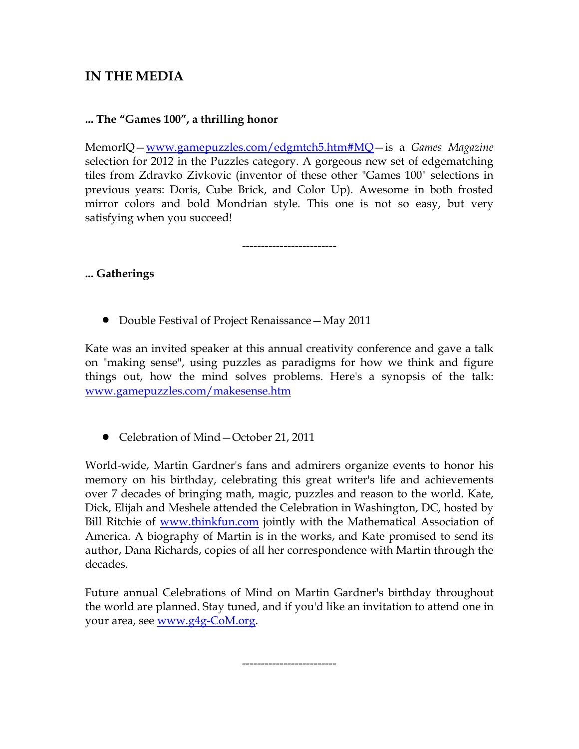## IN THE MEDIA

**... The "Games 100", a thrilling honor**

MemorIQ—www.gamepuzzles.com/edgmtch5.htm#MQ—is a *Games Magazine* selection for 2012 in the Puzzles category. A gorgeous new set of edgematching tiles from Zdravko Zivkovic (inventor of these other "Games 100" selections in previous years: Doris, Cube Brick, and Color Up). Awesome in both frosted mirror colors and bold Mondrian style. This one is not so easy, but very satisfying when you succeed!

------------------------

**... Gatherings**

- Double Festival of Project Renaissance—May 2011

Kate was an invited speaker at this annual creativity conference and gave a talk on "making sense", using puzzles as paradigms for how we think and figure things out, how the mind solves problems. Here's a synopsis of the talk: www.gamepuzzles.com/makesense.htm

- Celebration of Mind—October 21, 2011

World-wide, Martin Gardner's fans and admirers organize events to honor his memory on his birthday, celebrating this great writer's life and achievements over 7 decades of bringing math, magic, puzzles and reason to the world. Kate, Dick, Elijah and Meshele attended the Celebration in Washington, DC, hosted by Bill Ritchie of www.thinkfun.com jointly with the Mathematical Association of America. A biography of Martin is in the works, and Kate promised to send its author, Dana Richards, copies of all her correspondence with Martin through the decades.

Future annual Celebrations of Mind on Martin Gardner's birthday throughout the world are planned. Stay tuned, and if you'd like an invitation to attend one in your area, see www.g4g-CoM.org.

------------------------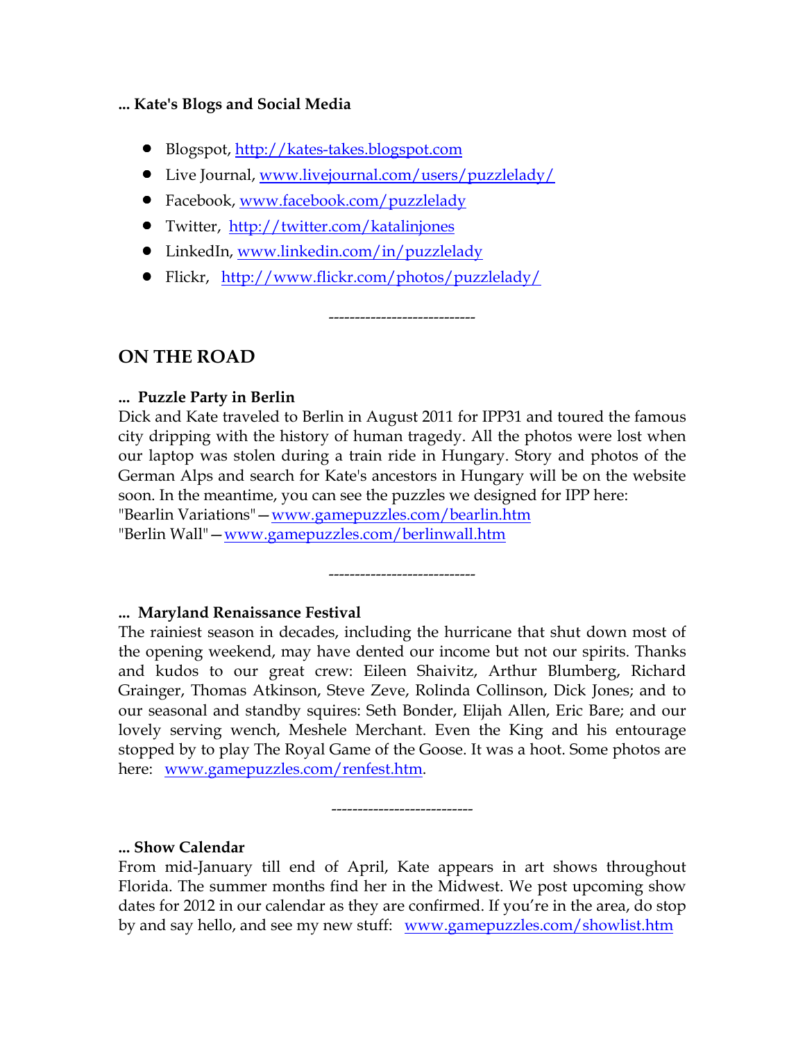**... Kate's Blogs and Social Media**

- Blogspot, http://kates-takes.blogspot.com
- Live Journal, www.livejournal.com/users/puzzlelady/
- Facebook, www.facebook.com/puzzlelady
- Twitter, http://twitter.com/katalinjones
- LinkedIn, www.linkedin.com/in/puzzlelady
- Flickr, http://www.flickr.com/photos/puzzlelady/

----------------------------

## ON THE ROAD

**... Puzzle Party in Berlin**

Dick and Kate traveled to Berlin in August 2011 for IPP31 and toured the famous city dripping with the history of human tragedy. All the photos were lost when our laptop was stolen during a train ride in Hungary. Story and photos of the German Alps and search for Kate's ancestors in Hungary will be on the website soon. In the meantime, you can see the puzzles we designed for IPP here:
"Bearlin Variations"—www.gamepuzzles.com/bearlin.htm
"Berlin Wall"—www.gamepuzzles.com/berlinwall.htm

----------------------------

**... Maryland Renaissance Festival**

The rainiest season in decades, including the hurricane that shut down most of the opening weekend, may have dented our income but not our spirits. Thanks and kudos to our great crew: Eileen Shaivitz, Arthur Blumberg, Richard Grainger, Thomas Atkinson, Steve Zeve, Rolinda Collinson, Dick Jones; and to our seasonal and standby squires: Seth Bonder, Elijah Allen, Eric Bare; and our lovely serving wench, Meshele Merchant. Even the King and his entourage stopped by to play The Royal Game of the Goose. It was a hoot. Some photos are here: www.gamepuzzles.com/renfest.htm.

---------------------------

**... Show Calendar**

From mid-January till end of April, Kate appears in art shows throughout Florida. The summer months find her in the Midwest. We post upcoming show dates for 2012 in our calendar as they are confirmed. If you're in the area, do stop by and say hello, and see my new stuff: www.gamepuzzles.com/showlist.htm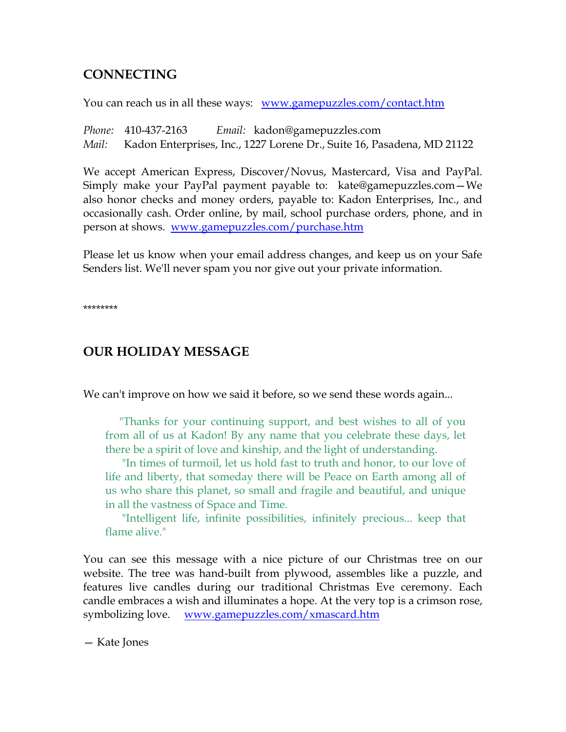## CONNECTING

You can reach us in all these ways: [www.gamepuzzles.com/contact.htm](http://www.gamepuzzles.com/contact.htm)

*Phone:* 410-437-2163 *Email:* kadon@gamepuzzles.com
*Mail:* Kadon Enterprises, Inc., 1227 Lorene Dr., Suite 16, Pasadena, MD 21122

We accept American Express, Discover/Novus, Mastercard, Visa and PayPal. Simply make your PayPal payment payable to: kate@gamepuzzles.com—We also honor checks and money orders, payable to: Kadon Enterprises, Inc., and occasionally cash. Order online, by mail, school purchase orders, phone, and in person at shows. [www.gamepuzzles.com/purchase.htm](http://www.gamepuzzles.com/purchase.htm)

Please let us know when your email address changes, and keep us on your Safe Senders list. We'll never spam you nor give out your private information.

********

## OUR HOLIDAY MESSAGE

We can't improve on how we said it before, so we send these words again...

> "Thanks for your continuing support, and best wishes to all of you from all of us at Kadon! By any name that you celebrate these days, let there be a spirit of love and kinship, and the light of understanding.
>
> "In times of turmoil, let us hold fast to truth and honor, to our love of life and liberty, that someday there will be Peace on Earth among all of us who share this planet, so small and fragile and beautiful, and unique in all the vastness of Space and Time.
>
> "Intelligent life, infinite possibilities, infinitely precious... keep that flame alive."

You can see this message with a nice picture of our Christmas tree on our website. The tree was hand-built from plywood, assembles like a puzzle, and features live candles during our traditional Christmas Eve ceremony. Each candle embraces a wish and illuminates a hope. At the very top is a crimson rose, symbolizing love. [www.gamepuzzles.com/xmascard.htm](http://www.gamepuzzles.com/xmascard.htm)

— Kate Jones